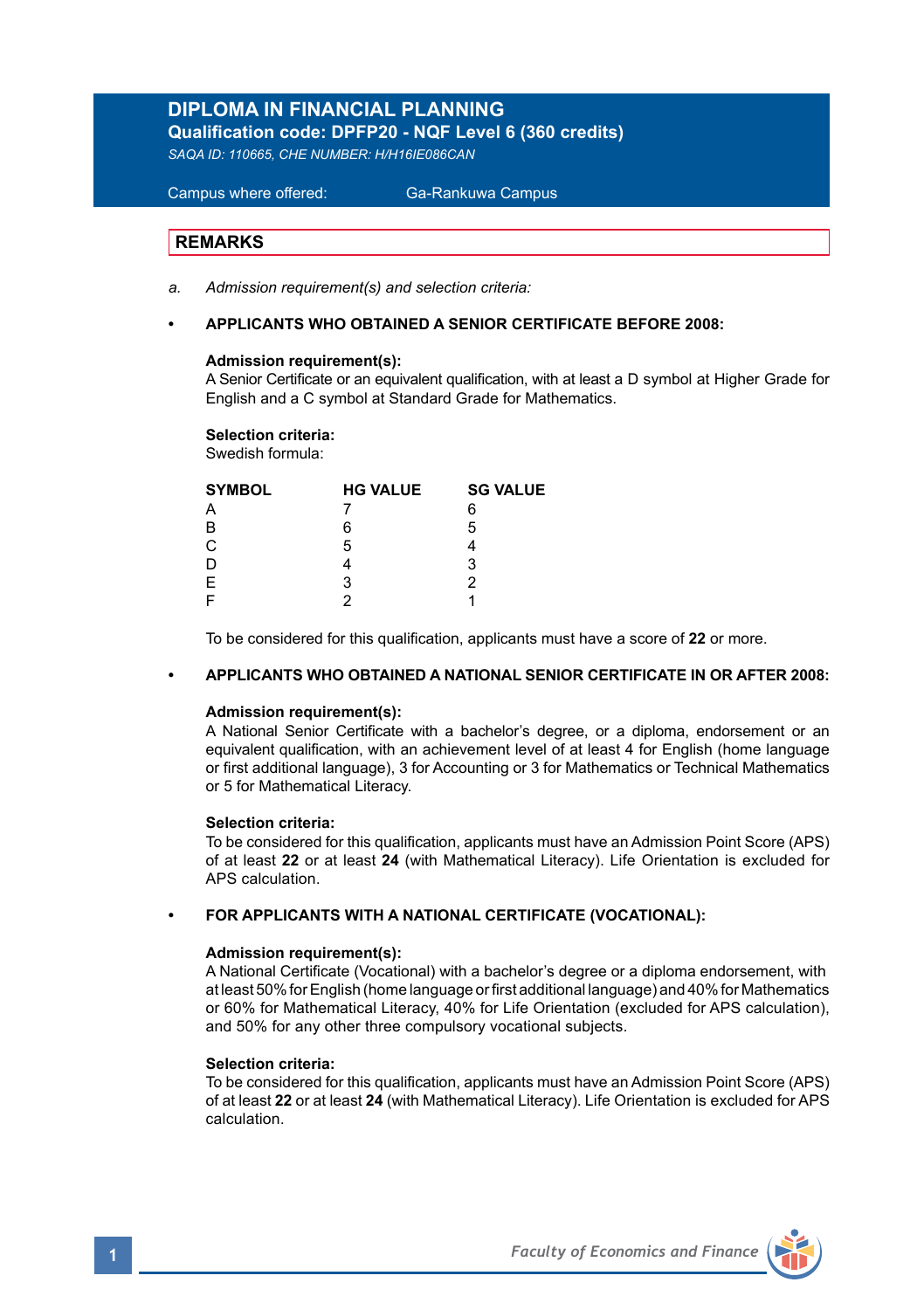# DIPLOMA IN FINANCIAL PLANNING

**Qualification code: DPFP20 - NQF Level 6 (360 credits)**

*SAQA ID: 110665, CHE NUMBER: H/H16IE086CAN*

Campus where offered: Ga-Rankuwa Campus

## REMARKS

a. *Admission requirement(s) and selection criteria:*

- **APPLICANTS WHO OBTAINED A SENIOR CERTIFICATE BEFORE 2008:**

**Admission requirement(s):**
A Senior Certificate or an equivalent qualification, with at least a D symbol at Higher Grade for English and a C symbol at Standard Grade for Mathematics.

**Selection criteria:**
Swedish formula:

| SYMBOL | HG VALUE | SG VALUE |
|---|---|---|
| A | 7 | 6 |
| B | 6 | 5 |
| C | 5 | 4 |
| D | 4 | 3 |
| E | 3 | 2 |
| F | 2 | 1 |

To be considered for this qualification, applicants must have a score of **22** or more.

- **APPLICANTS WHO OBTAINED A NATIONAL SENIOR CERTIFICATE IN OR AFTER 2008:**

**Admission requirement(s):**
A National Senior Certificate with a bachelor's degree, or a diploma, endorsement or an equivalent qualification, with an achievement level of at least 4 for English (home language or first additional language), 3 for Accounting or 3 for Mathematics or Technical Mathematics or 5 for Mathematical Literacy.

**Selection criteria:**
To be considered for this qualification, applicants must have an Admission Point Score (APS) of at least **22** or at least **24** (with Mathematical Literacy). Life Orientation is excluded for APS calculation.

- **FOR APPLICANTS WITH A NATIONAL CERTIFICATE (VOCATIONAL):**

**Admission requirement(s):**
A National Certificate (Vocational) with a bachelor's degree or a diploma endorsement, with at least 50% for English (home language or first additional language) and 40% for Mathematics or 60% for Mathematical Literacy, 40% for Life Orientation (excluded for APS calculation), and 50% for any other three compulsory vocational subjects.

**Selection criteria:**
To be considered for this qualification, applicants must have an Admission Point Score (APS) of at least **22** or at least **24** (with Mathematical Literacy). Life Orientation is excluded for APS calculation.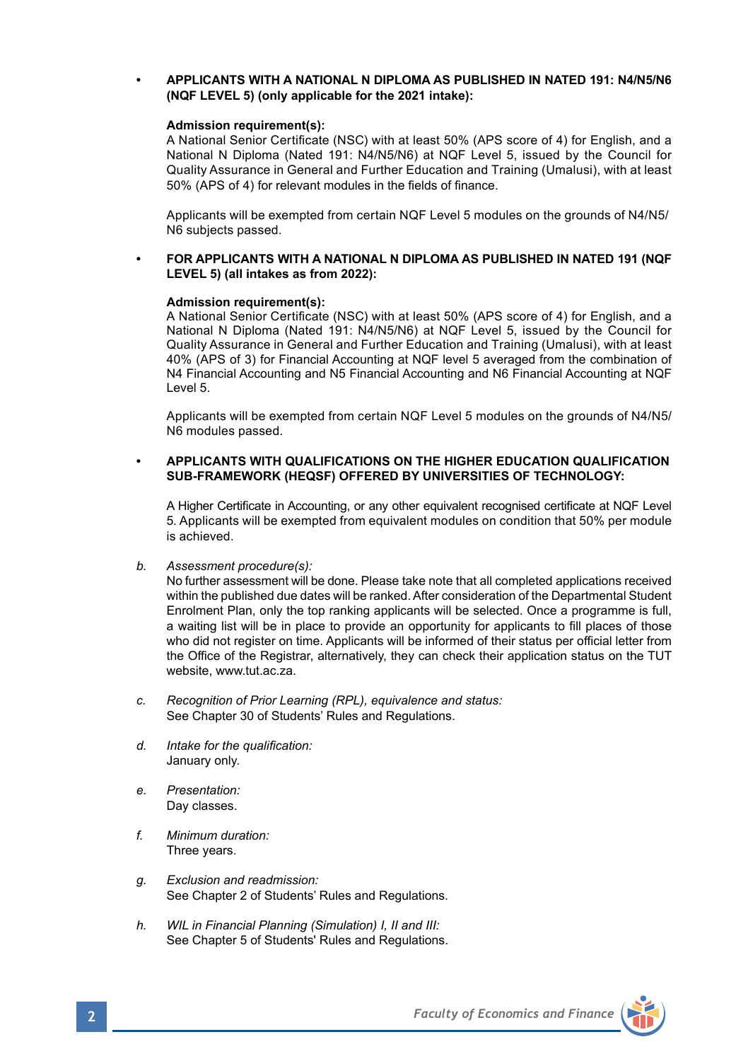- **APPLICANTS WITH A NATIONAL N DIPLOMA AS PUBLISHED IN NATED 191: N4/N5/N6 (NQF LEVEL 5) (only applicable for the 2021 intake):**

  **Admission requirement(s):**
  A National Senior Certificate (NSC) with at least 50% (APS score of 4) for English, and a National N Diploma (Nated 191: N4/N5/N6) at NQF Level 5, issued by the Council for Quality Assurance in General and Further Education and Training (Umalusi), with at least 50% (APS of 4) for relevant modules in the fields of finance.

  Applicants will be exempted from certain NQF Level 5 modules on the grounds of N4/N5/N6 subjects passed.

- **FOR APPLICANTS WITH A NATIONAL N DIPLOMA AS PUBLISHED IN NATED 191 (NQF LEVEL 5) (all intakes as from 2022):**

  **Admission requirement(s):**
  A National Senior Certificate (NSC) with at least 50% (APS score of 4) for English, and a National N Diploma (Nated 191: N4/N5/N6) at NQF Level 5, issued by the Council for Quality Assurance in General and Further Education and Training (Umalusi), with at least 40% (APS of 3) for Financial Accounting at NQF level 5 averaged from the combination of N4 Financial Accounting and N5 Financial Accounting and N6 Financial Accounting at NQF Level 5.

  Applicants will be exempted from certain NQF Level 5 modules on the grounds of N4/N5/N6 modules passed.

- **APPLICANTS WITH QUALIFICATIONS ON THE HIGHER EDUCATION QUALIFICATION SUB-FRAMEWORK (HEQSF) OFFERED BY UNIVERSITIES OF TECHNOLOGY:**

  A Higher Certificate in Accounting, or any other equivalent recognised certificate at NQF Level 5. Applicants will be exempted from equivalent modules on condition that 50% per module is achieved.

b. *Assessment procedure(s):*
No further assessment will be done. Please take note that all completed applications received within the published due dates will be ranked. After consideration of the Departmental Student Enrolment Plan, only the top ranking applicants will be selected. Once a programme is full, a waiting list will be in place to provide an opportunity for applicants to fill places of those who did not register on time. Applicants will be informed of their status per official letter from the Office of the Registrar, alternatively, they can check their application status on the TUT website, www.tut.ac.za.

c. *Recognition of Prior Learning (RPL), equivalence and status:*
See Chapter 30 of Students' Rules and Regulations.

d. *Intake for the qualification:*
January only.

e. *Presentation:*
Day classes.

f. *Minimum duration:*
Three years.

g. *Exclusion and readmission:*
See Chapter 2 of Students' Rules and Regulations.

h. *WIL in Financial Planning (Simulation) I, II and III:*
See Chapter 5 of Students' Rules and Regulations.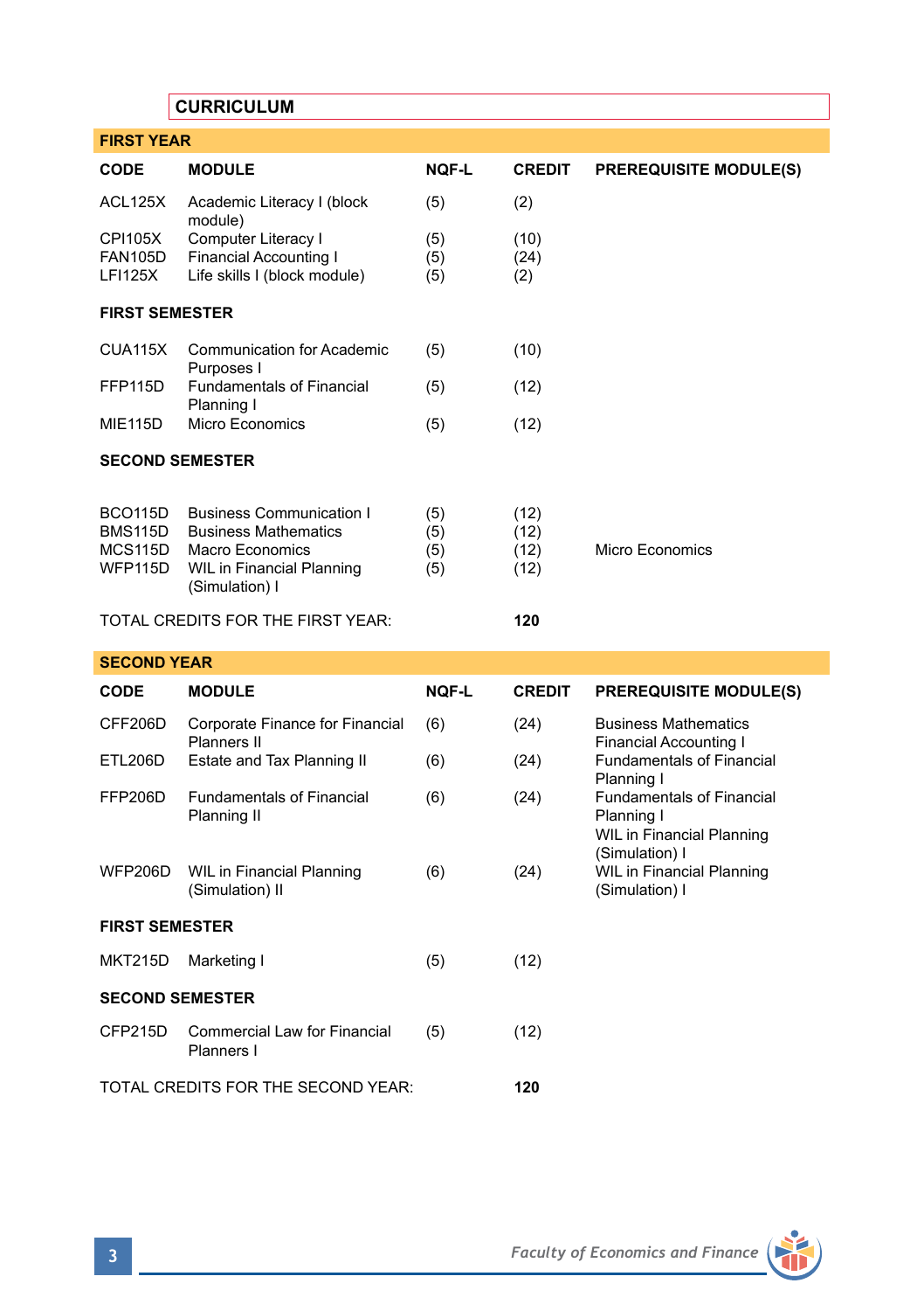## CURRICULUM

### FIRST YEAR

| CODE | MODULE | NQF-L | CREDIT | PREREQUISITE MODULE(S) |
|---|---|---|---|---|
| ACL125X | Academic Literacy I (block module) | (5) | (2) | |
| CPI105X | Computer Literacy I | (5) | (10) | |
| FAN105D | Financial Accounting I | (5) | (24) | |
| LFI125X | Life skills I (block module) | (5) | (2) | |
| **FIRST SEMESTER** | | | | |
| CUA115X | Communication for Academic Purposes I | (5) | (10) | |
| FFP115D | Fundamentals of Financial Planning I | (5) | (12) | |
| MIE115D | Micro Economics | (5) | (12) | |
| **SECOND SEMESTER** | | | | |
| BCO115D | Business Communication I | (5) | (12) | |
| BMS115D | Business Mathematics | (5) | (12) | |
| MCS115D | Macro Economics | (5) | (12) | Micro Economics |
| WFP115D | WIL in Financial Planning (Simulation) I | (5) | (12) | |
| TOTAL CREDITS FOR THE FIRST YEAR: | | | **120** | |

### SECOND YEAR

| CODE | MODULE | NQF-L | CREDIT | PREREQUISITE MODULE(S) |
|---|---|---|---|---|
| CFF206D | Corporate Finance for Financial Planners II | (6) | (24) | Business Mathematics<br>Financial Accounting I |
| ETL206D | Estate and Tax Planning II | (6) | (24) | Fundamentals of Financial Planning I |
| FFP206D | Fundamentals of Financial Planning II | (6) | (24) | Fundamentals of Financial Planning I<br>WIL in Financial Planning (Simulation) I |
| WFP206D | WIL in Financial Planning (Simulation) II | (6) | (24) | WIL in Financial Planning (Simulation) I |
| **FIRST SEMESTER** | | | | |
| MKT215D | Marketing I | (5) | (12) | |
| **SECOND SEMESTER** | | | | |
| CFP215D | Commercial Law for Financial Planners I | (5) | (12) | |
| TOTAL CREDITS FOR THE SECOND YEAR: | | | **120** | |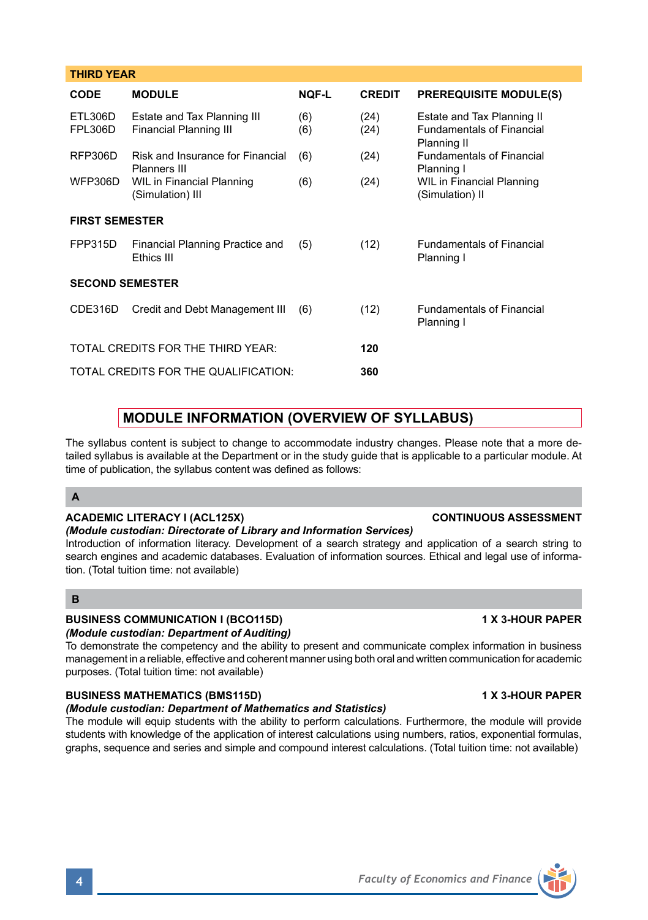| THIRD YEAR | | | | |
|---|---|---|---|---|
| **CODE** | **MODULE** | **NQF-L** | **CREDIT** | **PREREQUISITE MODULE(S)** |
| ETL306D | Estate and Tax Planning III | (6) | (24) | Estate and Tax Planning II |
| FPL306D | Financial Planning III | (6) | (24) | Fundamentals of Financial Planning II |
| RFP306D | Risk and Insurance for Financial Planners III | (6) | (24) | Fundamentals of Financial Planning I |
| WFP306D | WIL in Financial Planning (Simulation) III | (6) | (24) | WIL in Financial Planning (Simulation) II |
| **FIRST SEMESTER** | | | | |
| FPP315D | Financial Planning Practice and Ethics III | (5) | (12) | Fundamentals of Financial Planning I |
| **SECOND SEMESTER** | | | | |
| CDE316D | Credit and Debt Management III | (6) | (12) | Fundamentals of Financial Planning I |
| TOTAL CREDITS FOR THE THIRD YEAR: | | | **120** | |
| TOTAL CREDITS FOR THE QUALIFICATION: | | | **360** | |

## MODULE INFORMATION (OVERVIEW OF SYLLABUS)

The syllabus content is subject to change to accommodate industry changes. Please note that a more detailed syllabus is available at the Department or in the study guide that is applicable to a particular module. At time of publication, the syllabus content was defined as follows:

### A

**ACADEMIC LITERACY I (ACL125X)** **CONTINUOUS ASSESSMENT**
***(Module custodian: Directorate of Library and Information Services)***
Introduction of information literacy. Development of a search strategy and application of a search string to search engines and academic databases. Evaluation of information sources. Ethical and legal use of information. (Total tuition time: not available)

### B

**BUSINESS COMMUNICATION I (BCO115D)** **1 X 3-HOUR PAPER**
***(Module custodian: Department of Auditing)***
To demonstrate the competency and the ability to present and communicate complex information in business management in a reliable, effective and coherent manner using both oral and written communication for academic purposes. (Total tuition time: not available)

**BUSINESS MATHEMATICS (BMS115D)** **1 X 3-HOUR PAPER**
***(Module custodian: Department of Mathematics and Statistics)***
The module will equip students with the ability to perform calculations. Furthermore, the module will provide students with knowledge of the application of interest calculations using numbers, ratios, exponential formulas, graphs, sequence and series and simple and compound interest calculations. (Total tuition time: not available)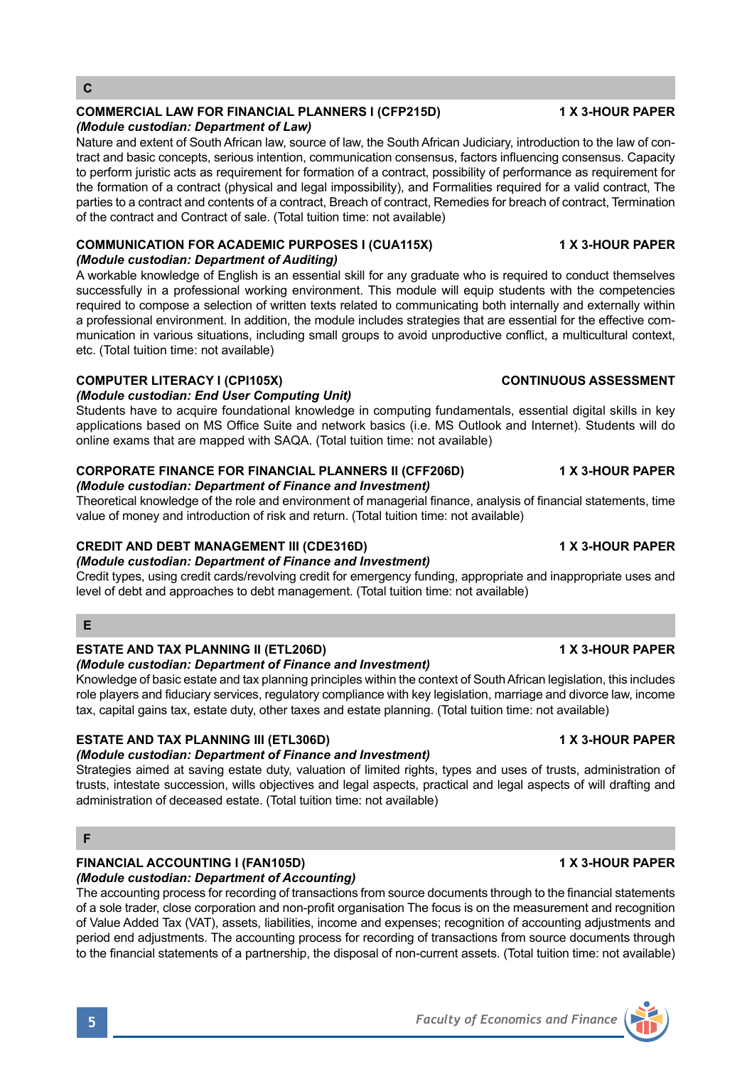## C

### COMMERCIAL LAW FOR FINANCIAL PLANNERS I (CFP215D) — 1 X 3-HOUR PAPER

*(Module custodian: Department of Law)*

Nature and extent of South African law, source of law, the South African Judiciary, introduction to the law of contract and basic concepts, serious intention, communication consensus, factors influencing consensus. Capacity to perform juristic acts as requirement for formation of a contract, possibility of performance as requirement for the formation of a contract (physical and legal impossibility), and Formalities required for a valid contract, The parties to a contract and contents of a contract, Breach of contract, Remedies for breach of contract, Termination of the contract and Contract of sale. (Total tuition time: not available)

### COMMUNICATION FOR ACADEMIC PURPOSES I (CUA115X) — 1 X 3-HOUR PAPER

*(Module custodian: Department of Auditing)*

A workable knowledge of English is an essential skill for any graduate who is required to conduct themselves successfully in a professional working environment. This module will equip students with the competencies required to compose a selection of written texts related to communicating both internally and externally within a professional environment. In addition, the module includes strategies that are essential for the effective communication in various situations, including small groups to avoid unproductive conflict, a multicultural context, etc. (Total tuition time: not available)

### COMPUTER LITERACY I (CPI105X) — CONTINUOUS ASSESSMENT

*(Module custodian: End User Computing Unit)*

Students have to acquire foundational knowledge in computing fundamentals, essential digital skills in key applications based on MS Office Suite and network basics (i.e. MS Outlook and Internet). Students will do online exams that are mapped with SAQA. (Total tuition time: not available)

### CORPORATE FINANCE FOR FINANCIAL PLANNERS II (CFF206D) — 1 X 3-HOUR PAPER

*(Module custodian: Department of Finance and Investment)*

Theoretical knowledge of the role and environment of managerial finance, analysis of financial statements, time value of money and introduction of risk and return. (Total tuition time: not available)

### CREDIT AND DEBT MANAGEMENT III (CDE316D) — 1 X 3-HOUR PAPER

*(Module custodian: Department of Finance and Investment)*

Credit types, using credit cards/revolving credit for emergency funding, appropriate and inappropriate uses and level of debt and approaches to debt management. (Total tuition time: not available)

## E

### ESTATE AND TAX PLANNING II (ETL206D) — 1 X 3-HOUR PAPER

*(Module custodian: Department of Finance and Investment)*

Knowledge of basic estate and tax planning principles within the context of South African legislation, this includes role players and fiduciary services, regulatory compliance with key legislation, marriage and divorce law, income tax, capital gains tax, estate duty, other taxes and estate planning. (Total tuition time: not available)

### ESTATE AND TAX PLANNING III (ETL306D) — 1 X 3-HOUR PAPER

*(Module custodian: Department of Finance and Investment)*

Strategies aimed at saving estate duty, valuation of limited rights, types and uses of trusts, administration of trusts, intestate succession, wills objectives and legal aspects, practical and legal aspects of will drafting and administration of deceased estate. (Total tuition time: not available)

## F

### FINANCIAL ACCOUNTING I (FAN105D) — 1 X 3-HOUR PAPER

*(Module custodian: Department of Accounting)*

The accounting process for recording of transactions from source documents through to the financial statements of a sole trader, close corporation and non-profit organisation The focus is on the measurement and recognition of Value Added Tax (VAT), assets, liabilities, income and expenses; recognition of accounting adjustments and period end adjustments. The accounting process for recording of transactions from source documents through to the financial statements of a partnership, the disposal of non-current assets. (Total tuition time: not available)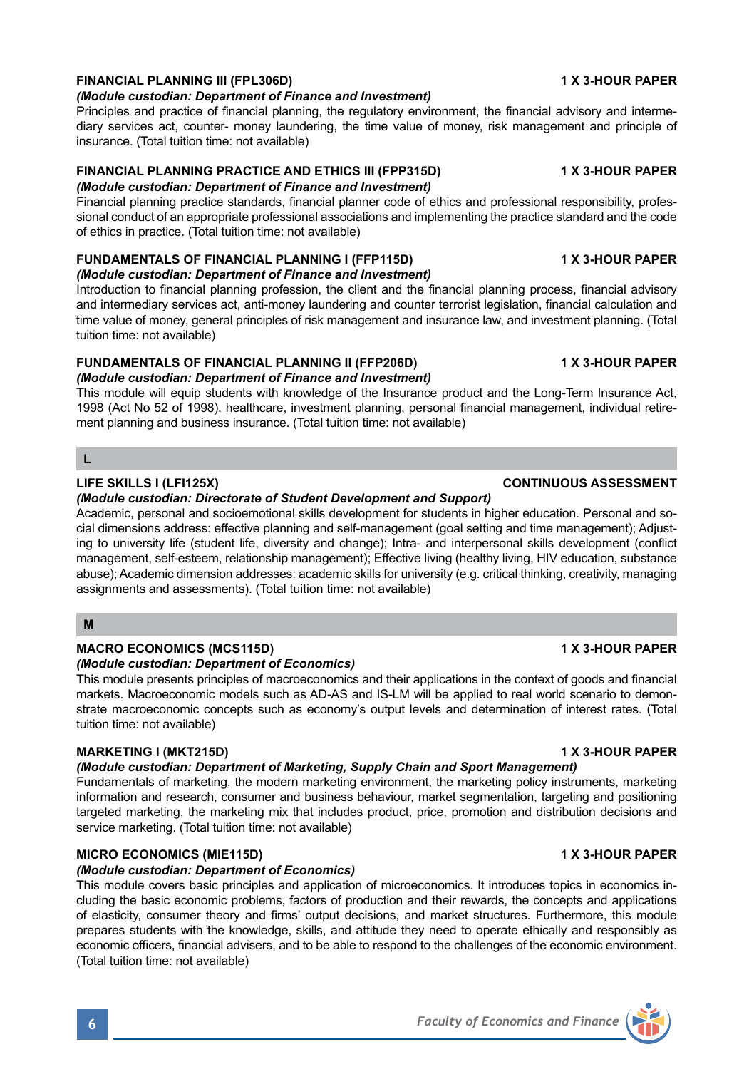### FINANCIAL PLANNING III (FPL306D) — 1 X 3-HOUR PAPER

*(Module custodian: Department of Finance and Investment)*

Principles and practice of financial planning, the regulatory environment, the financial advisory and intermediary services act, counter- money laundering, the time value of money, risk management and principle of insurance. (Total tuition time: not available)

### FINANCIAL PLANNING PRACTICE AND ETHICS III (FPP315D) — 1 X 3-HOUR PAPER

*(Module custodian: Department of Finance and Investment)*

Financial planning practice standards, financial planner code of ethics and professional responsibility, professional conduct of an appropriate professional associations and implementing the practice standard and the code of ethics in practice. (Total tuition time: not available)

### FUNDAMENTALS OF FINANCIAL PLANNING I (FFP115D) — 1 X 3-HOUR PAPER

*(Module custodian: Department of Finance and Investment)*

Introduction to financial planning profession, the client and the financial planning process, financial advisory and intermediary services act, anti-money laundering and counter terrorist legislation, financial calculation and time value of money, general principles of risk management and insurance law, and investment planning. (Total tuition time: not available)

### FUNDAMENTALS OF FINANCIAL PLANNING II (FFP206D) — 1 X 3-HOUR PAPER

*(Module custodian: Department of Finance and Investment)*

This module will equip students with knowledge of the Insurance product and the Long-Term Insurance Act, 1998 (Act No 52 of 1998), healthcare, investment planning, personal financial management, individual retirement planning and business insurance. (Total tuition time: not available)

## L

### LIFE SKILLS I (LFI125X) — CONTINUOUS ASSESSMENT

*(Module custodian: Directorate of Student Development and Support)*

Academic, personal and socioemotional skills development for students in higher education. Personal and social dimensions address: effective planning and self-management (goal setting and time management); Adjusting to university life (student life, diversity and change); Intra- and interpersonal skills development (conflict management, self-esteem, relationship management); Effective living (healthy living, HIV education, substance abuse); Academic dimension addresses: academic skills for university (e.g. critical thinking, creativity, managing assignments and assessments). (Total tuition time: not available)

## M

### MACRO ECONOMICS (MCS115D) — 1 X 3-HOUR PAPER

*(Module custodian: Department of Economics)*

This module presents principles of macroeconomics and their applications in the context of goods and financial markets. Macroeconomic models such as AD-AS and IS-LM will be applied to real world scenario to demonstrate macroeconomic concepts such as economy's output levels and determination of interest rates. (Total tuition time: not available)

### MARKETING I (MKT215D) — 1 X 3-HOUR PAPER

*(Module custodian: Department of Marketing, Supply Chain and Sport Management)*

Fundamentals of marketing, the modern marketing environment, the marketing policy instruments, marketing information and research, consumer and business behaviour, market segmentation, targeting and positioning targeted marketing, the marketing mix that includes product, price, promotion and distribution decisions and service marketing. (Total tuition time: not available)

### MICRO ECONOMICS (MIE115D) — 1 X 3-HOUR PAPER

*(Module custodian: Department of Economics)*

This module covers basic principles and application of microeconomics. It introduces topics in economics including the basic economic problems, factors of production and their rewards, the concepts and applications of elasticity, consumer theory and firms' output decisions, and market structures. Furthermore, this module prepares students with the knowledge, skills, and attitude they need to operate ethically and responsibly as economic officers, financial advisers, and to be able to respond to the challenges of the economic environment. (Total tuition time: not available)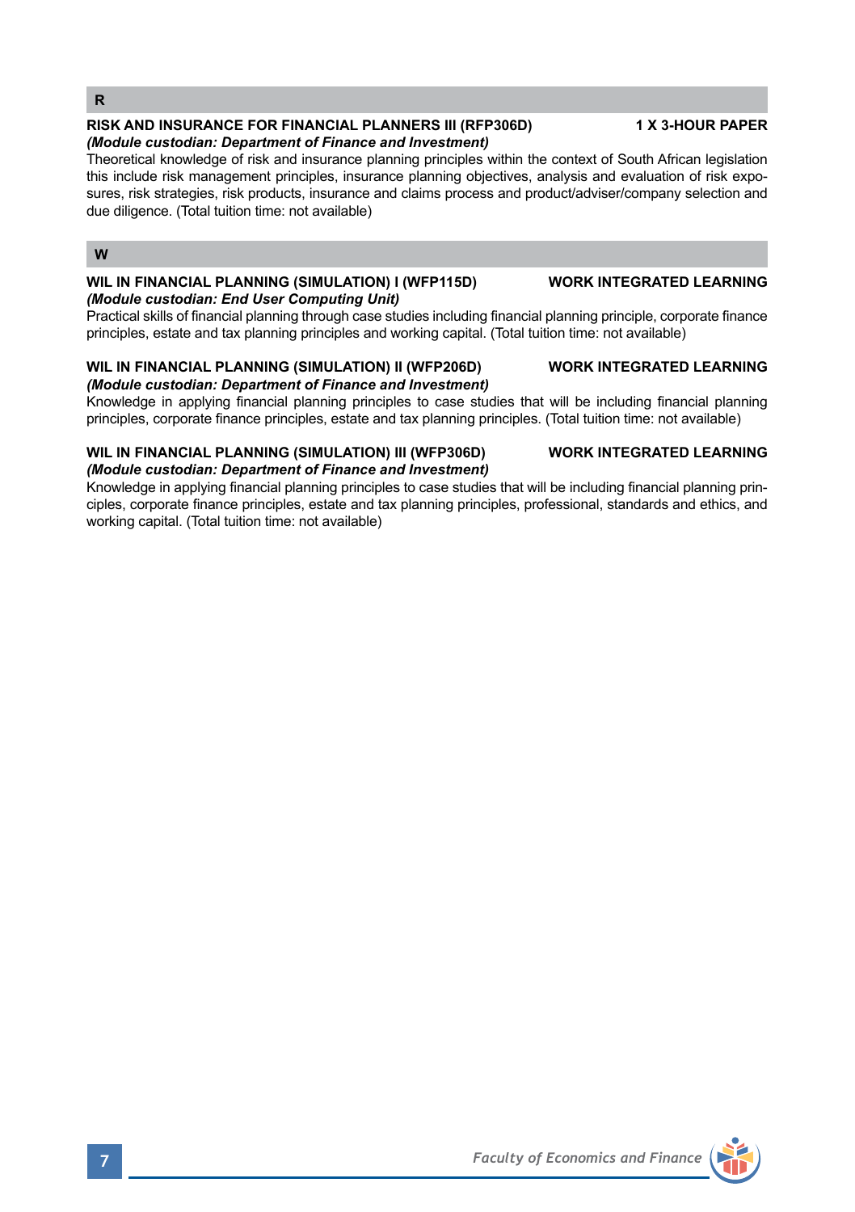## R

**RISK AND INSURANCE FOR FINANCIAL PLANNERS III (RFP306D)** **1 X 3-HOUR PAPER**
***(Module custodian: Department of Finance and Investment)***

Theoretical knowledge of risk and insurance planning principles within the context of South African legislation this include risk management principles, insurance planning objectives, analysis and evaluation of risk exposures, risk strategies, risk products, insurance and claims process and product/adviser/company selection and due diligence. (Total tuition time: not available)

## W

**WIL IN FINANCIAL PLANNING (SIMULATION) I (WFP115D)** **WORK INTEGRATED LEARNING**
***(Module custodian: End User Computing Unit)***

Practical skills of financial planning through case studies including financial planning principle, corporate finance principles, estate and tax planning principles and working capital. (Total tuition time: not available)

**WIL IN FINANCIAL PLANNING (SIMULATION) II (WFP206D)** **WORK INTEGRATED LEARNING**
***(Module custodian: Department of Finance and Investment)***

Knowledge in applying financial planning principles to case studies that will be including financial planning principles, corporate finance principles, estate and tax planning principles. (Total tuition time: not available)

**WIL IN FINANCIAL PLANNING (SIMULATION) III (WFP306D)** **WORK INTEGRATED LEARNING**
***(Module custodian: Department of Finance and Investment)***

Knowledge in applying financial planning principles to case studies that will be including financial planning principles, corporate finance principles, estate and tax planning principles, professional, standards and ethics, and working capital. (Total tuition time: not available)